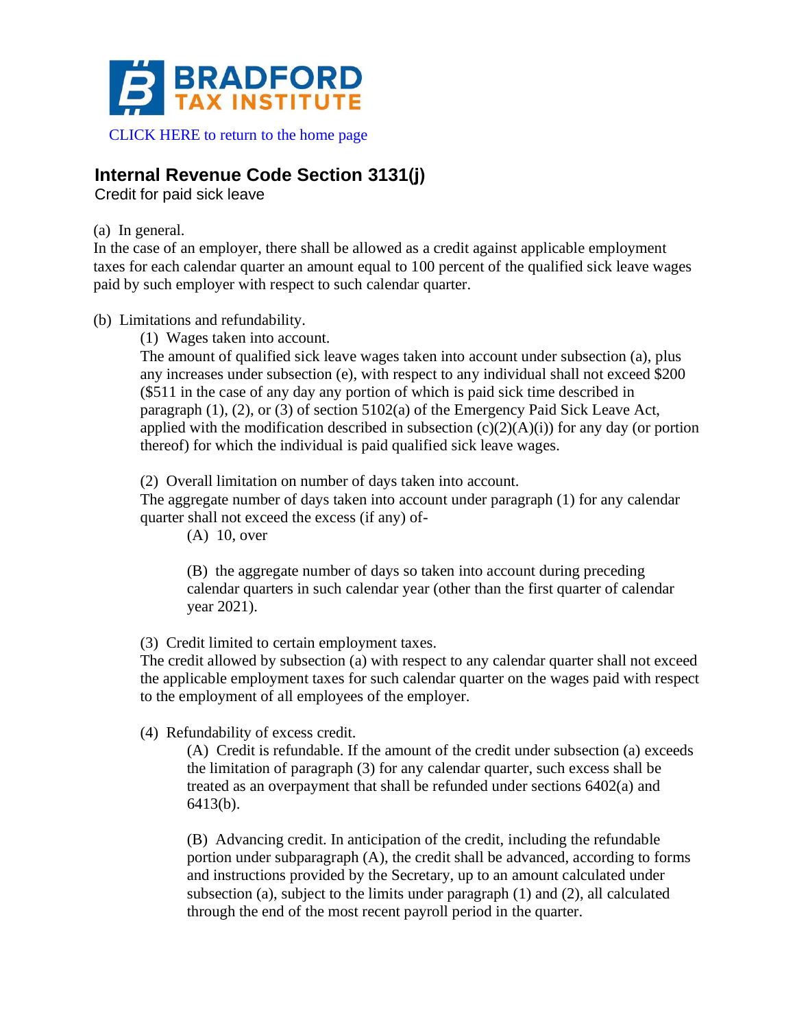BRADFORD TAX INSTITUTE

CLICK HERE to return to the home page

## Internal Revenue Code Section 3131(j)

Credit for paid sick leave

(a) In general.

In the case of an employer, there shall be allowed as a credit against applicable employment taxes for each calendar quarter an amount equal to 100 percent of the qualified sick leave wages paid by such employer with respect to such calendar quarter.

(b) Limitations and refundability.

(1) Wages taken into account.

The amount of qualified sick leave wages taken into account under subsection (a), plus any increases under subsection (e), with respect to any individual shall not exceed $200 ($511 in the case of any day any portion of which is paid sick time described in paragraph (1), (2), or (3) of section 5102(a) of the Emergency Paid Sick Leave Act, applied with the modification described in subsection (c)(2)(A)(i)) for any day (or portion thereof) for which the individual is paid qualified sick leave wages.

(2) Overall limitation on number of days taken into account.

The aggregate number of days taken into account under paragraph (1) for any calendar quarter shall not exceed the excess (if any) of-

(A) 10, over

(B) the aggregate number of days so taken into account during preceding calendar quarters in such calendar year (other than the first quarter of calendar year 2021).

(3) Credit limited to certain employment taxes.

The credit allowed by subsection (a) with respect to any calendar quarter shall not exceed the applicable employment taxes for such calendar quarter on the wages paid with respect to the employment of all employees of the employer.

(4) Refundability of excess credit.

(A) Credit is refundable. If the amount of the credit under subsection (a) exceeds the limitation of paragraph (3) for any calendar quarter, such excess shall be treated as an overpayment that shall be refunded under sections 6402(a) and 6413(b).

(B) Advancing credit. In anticipation of the credit, including the refundable portion under subparagraph (A), the credit shall be advanced, according to forms and instructions provided by the Secretary, up to an amount calculated under subsection (a), subject to the limits under paragraph (1) and (2), all calculated through the end of the most recent payroll period in the quarter.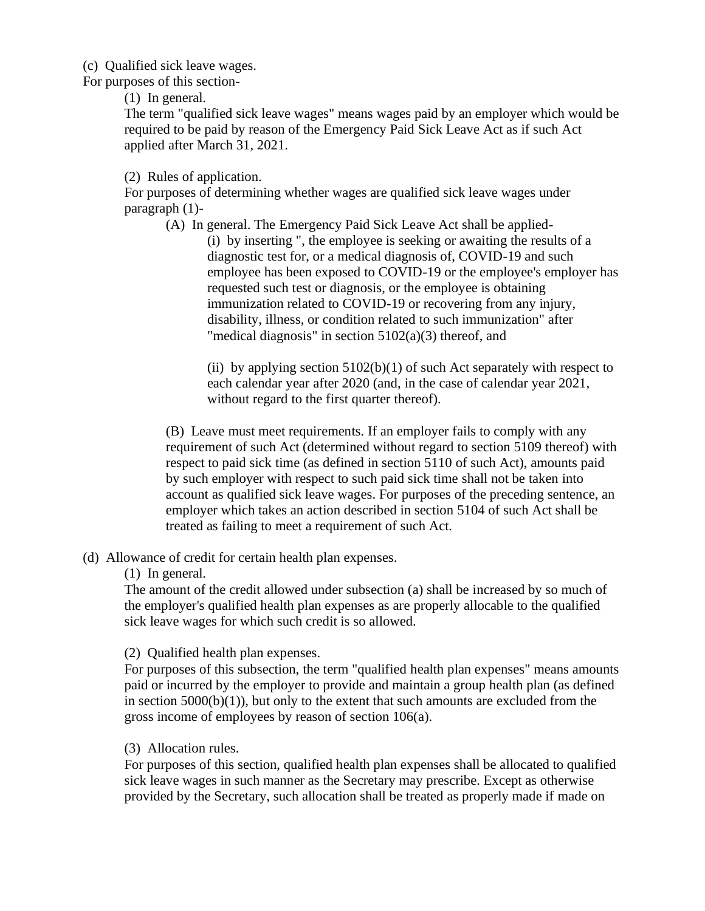(c) Qualified sick leave wages.

For purposes of this section-

(1) In general.

The term "qualified sick leave wages" means wages paid by an employer which would be required to be paid by reason of the Emergency Paid Sick Leave Act as if such Act applied after March 31, 2021.

(2) Rules of application.

For purposes of determining whether wages are qualified sick leave wages under paragraph (1)-

(A) In general. The Emergency Paid Sick Leave Act shall be applied-

(i) by inserting ", the employee is seeking or awaiting the results of a diagnostic test for, or a medical diagnosis of, COVID-19 and such employee has been exposed to COVID-19 or the employee's employer has requested such test or diagnosis, or the employee is obtaining immunization related to COVID-19 or recovering from any injury, disability, illness, or condition related to such immunization" after "medical diagnosis" in section 5102(a)(3) thereof, and

(ii) by applying section 5102(b)(1) of such Act separately with respect to each calendar year after 2020 (and, in the case of calendar year 2021, without regard to the first quarter thereof).

(B) Leave must meet requirements. If an employer fails to comply with any requirement of such Act (determined without regard to section 5109 thereof) with respect to paid sick time (as defined in section 5110 of such Act), amounts paid by such employer with respect to such paid sick time shall not be taken into account as qualified sick leave wages. For purposes of the preceding sentence, an employer which takes an action described in section 5104 of such Act shall be treated as failing to meet a requirement of such Act.

(d) Allowance of credit for certain health plan expenses.

(1) In general.

The amount of the credit allowed under subsection (a) shall be increased by so much of the employer's qualified health plan expenses as are properly allocable to the qualified sick leave wages for which such credit is so allowed.

(2) Qualified health plan expenses.

For purposes of this subsection, the term "qualified health plan expenses" means amounts paid or incurred by the employer to provide and maintain a group health plan (as defined in section 5000(b)(1)), but only to the extent that such amounts are excluded from the gross income of employees by reason of section 106(a).

(3) Allocation rules.

For purposes of this section, qualified health plan expenses shall be allocated to qualified sick leave wages in such manner as the Secretary may prescribe. Except as otherwise provided by the Secretary, such allocation shall be treated as properly made if made on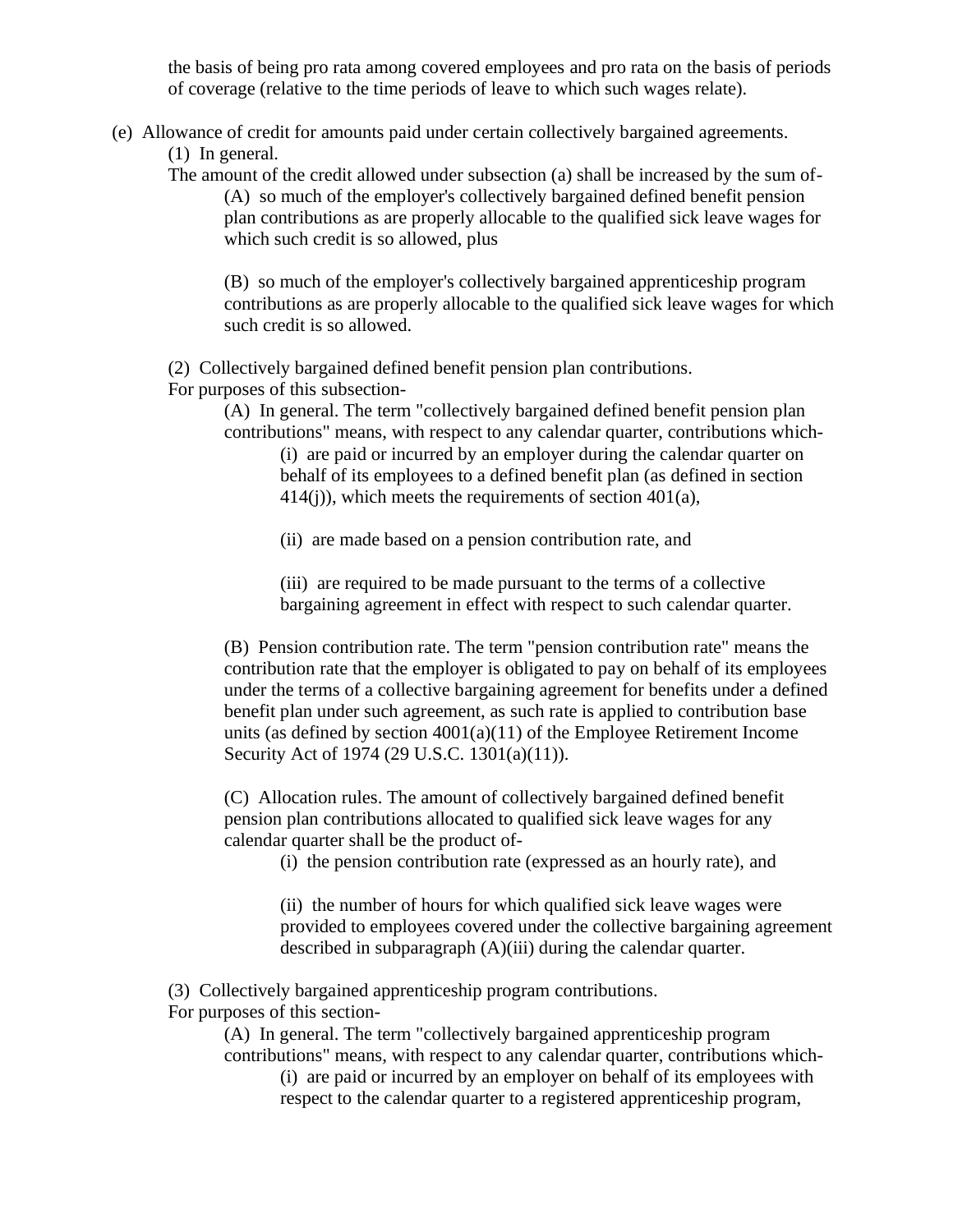the basis of being pro rata among covered employees and pro rata on the basis of periods of coverage (relative to the time periods of leave to which such wages relate).

(e) Allowance of credit for amounts paid under certain collectively bargained agreements.

(1) In general.

The amount of the credit allowed under subsection (a) shall be increased by the sum of-

(A) so much of the employer's collectively bargained defined benefit pension plan contributions as are properly allocable to the qualified sick leave wages for which such credit is so allowed, plus

(B) so much of the employer's collectively bargained apprenticeship program contributions as are properly allocable to the qualified sick leave wages for which such credit is so allowed.

(2) Collectively bargained defined benefit pension plan contributions.

For purposes of this subsection-

(A) In general. The term "collectively bargained defined benefit pension plan contributions" means, with respect to any calendar quarter, contributions which-

(i) are paid or incurred by an employer during the calendar quarter on behalf of its employees to a defined benefit plan (as defined in section 414(j)), which meets the requirements of section 401(a),

(ii) are made based on a pension contribution rate, and

(iii) are required to be made pursuant to the terms of a collective bargaining agreement in effect with respect to such calendar quarter.

(B) Pension contribution rate. The term "pension contribution rate" means the contribution rate that the employer is obligated to pay on behalf of its employees under the terms of a collective bargaining agreement for benefits under a defined benefit plan under such agreement, as such rate is applied to contribution base units (as defined by section 4001(a)(11) of the Employee Retirement Income Security Act of 1974 (29 U.S.C. 1301(a)(11)).

(C) Allocation rules. The amount of collectively bargained defined benefit pension plan contributions allocated to qualified sick leave wages for any calendar quarter shall be the product of-

(i) the pension contribution rate (expressed as an hourly rate), and

(ii) the number of hours for which qualified sick leave wages were provided to employees covered under the collective bargaining agreement described in subparagraph (A)(iii) during the calendar quarter.

(3) Collectively bargained apprenticeship program contributions.

For purposes of this section-

(A) In general. The term "collectively bargained apprenticeship program contributions" means, with respect to any calendar quarter, contributions which-

(i) are paid or incurred by an employer on behalf of its employees with respect to the calendar quarter to a registered apprenticeship program,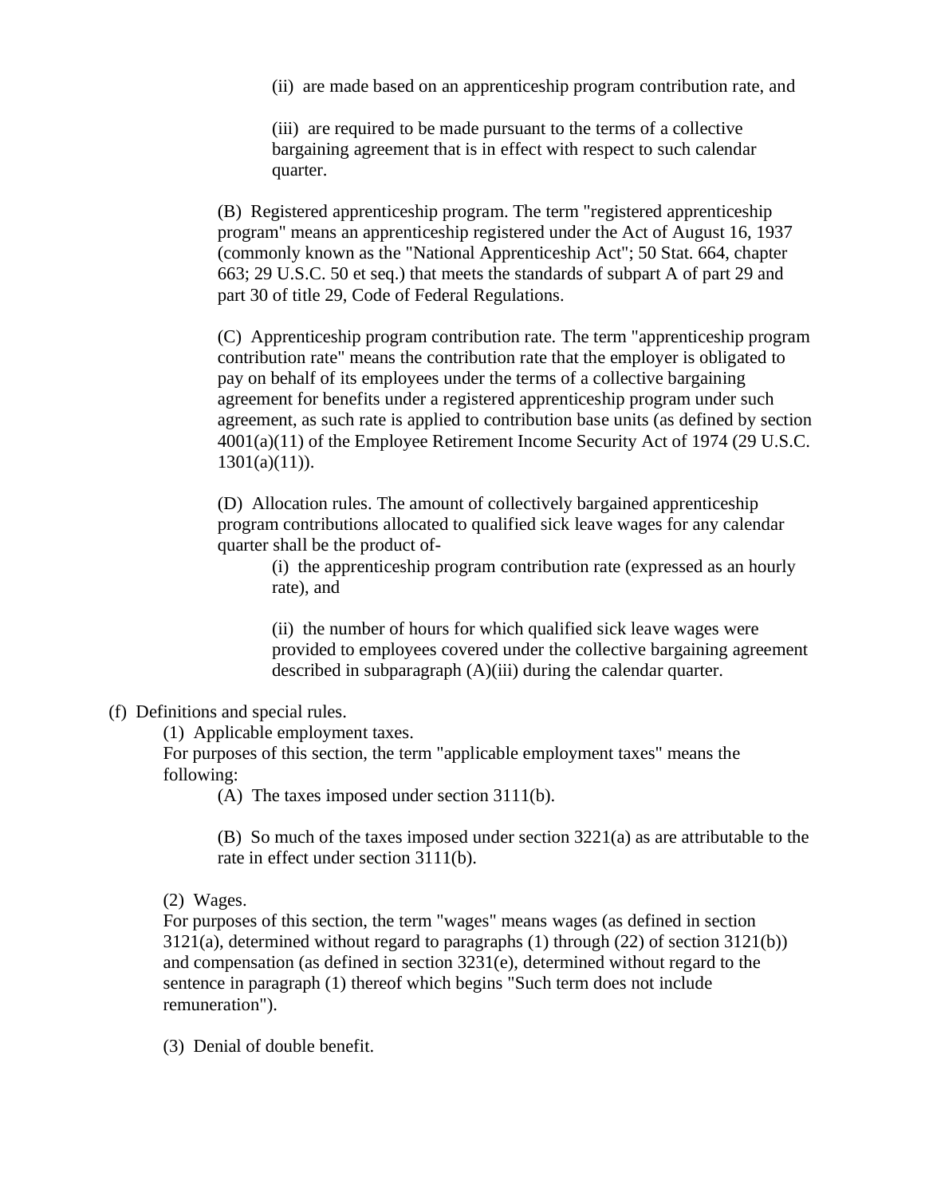(ii) are made based on an apprenticeship program contribution rate, and

(iii) are required to be made pursuant to the terms of a collective bargaining agreement that is in effect with respect to such calendar quarter.

(B) Registered apprenticeship program. The term "registered apprenticeship program" means an apprenticeship registered under the Act of August 16, 1937 (commonly known as the "National Apprenticeship Act"; 50 Stat. 664, chapter 663; 29 U.S.C. 50 et seq.) that meets the standards of subpart A of part 29 and part 30 of title 29, Code of Federal Regulations.

(C) Apprenticeship program contribution rate. The term "apprenticeship program contribution rate" means the contribution rate that the employer is obligated to pay on behalf of its employees under the terms of a collective bargaining agreement for benefits under a registered apprenticeship program under such agreement, as such rate is applied to contribution base units (as defined by section 4001(a)(11) of the Employee Retirement Income Security Act of 1974 (29 U.S.C. 1301(a)(11)).

(D) Allocation rules. The amount of collectively bargained apprenticeship program contributions allocated to qualified sick leave wages for any calendar quarter shall be the product of-

(i) the apprenticeship program contribution rate (expressed as an hourly rate), and

(ii) the number of hours for which qualified sick leave wages were provided to employees covered under the collective bargaining agreement described in subparagraph (A)(iii) during the calendar quarter.

(f) Definitions and special rules.

(1) Applicable employment taxes.

For purposes of this section, the term "applicable employment taxes" means the following:

(A) The taxes imposed under section 3111(b).

(B) So much of the taxes imposed under section 3221(a) as are attributable to the rate in effect under section 3111(b).

(2) Wages.

For purposes of this section, the term "wages" means wages (as defined in section 3121(a), determined without regard to paragraphs (1) through (22) of section 3121(b)) and compensation (as defined in section 3231(e), determined without regard to the sentence in paragraph (1) thereof which begins "Such term does not include remuneration").

(3) Denial of double benefit.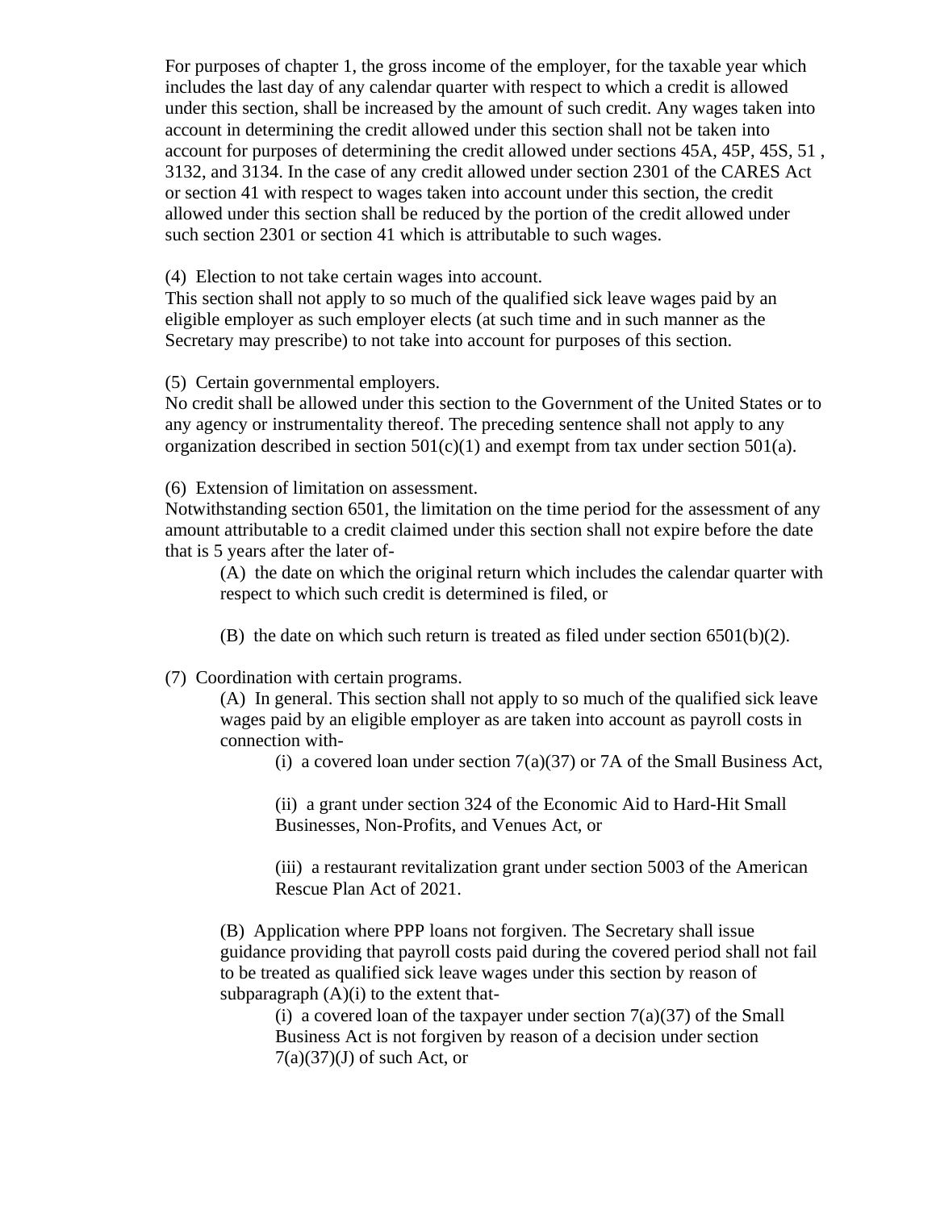For purposes of chapter 1, the gross income of the employer, for the taxable year which includes the last day of any calendar quarter with respect to which a credit is allowed under this section, shall be increased by the amount of such credit. Any wages taken into account in determining the credit allowed under this section shall not be taken into account for purposes of determining the credit allowed under sections 45A, 45P, 45S, 51 , 3132, and 3134. In the case of any credit allowed under section 2301 of the CARES Act or section 41 with respect to wages taken into account under this section, the credit allowed under this section shall be reduced by the portion of the credit allowed under such section 2301 or section 41 which is attributable to such wages.

(4) Election to not take certain wages into account.
This section shall not apply to so much of the qualified sick leave wages paid by an eligible employer as such employer elects (at such time and in such manner as the Secretary may prescribe) to not take into account for purposes of this section.

(5) Certain governmental employers.
No credit shall be allowed under this section to the Government of the United States or to any agency or instrumentality thereof. The preceding sentence shall not apply to any organization described in section 501(c)(1) and exempt from tax under section 501(a).

(6) Extension of limitation on assessment.
Notwithstanding section 6501, the limitation on the time period for the assessment of any amount attributable to a credit claimed under this section shall not expire before the date that is 5 years after the later of-

> (A) the date on which the original return which includes the calendar quarter with respect to which such credit is determined is filed, or
>
> (B) the date on which such return is treated as filed under section 6501(b)(2).

(7) Coordination with certain programs.

> (A) In general. This section shall not apply to so much of the qualified sick leave wages paid by an eligible employer as are taken into account as payroll costs in connection with-
>
> > (i) a covered loan under section 7(a)(37) or 7A of the Small Business Act,
> >
> > (ii) a grant under section 324 of the Economic Aid to Hard-Hit Small Businesses, Non-Profits, and Venues Act, or
> >
> > (iii) a restaurant revitalization grant under section 5003 of the American Rescue Plan Act of 2021.
>
> (B) Application where PPP loans not forgiven. The Secretary shall issue guidance providing that payroll costs paid during the covered period shall not fail to be treated as qualified sick leave wages under this section by reason of subparagraph (A)(i) to the extent that-
>
> > (i) a covered loan of the taxpayer under section 7(a)(37) of the Small Business Act is not forgiven by reason of a decision under section 7(a)(37)(J) of such Act, or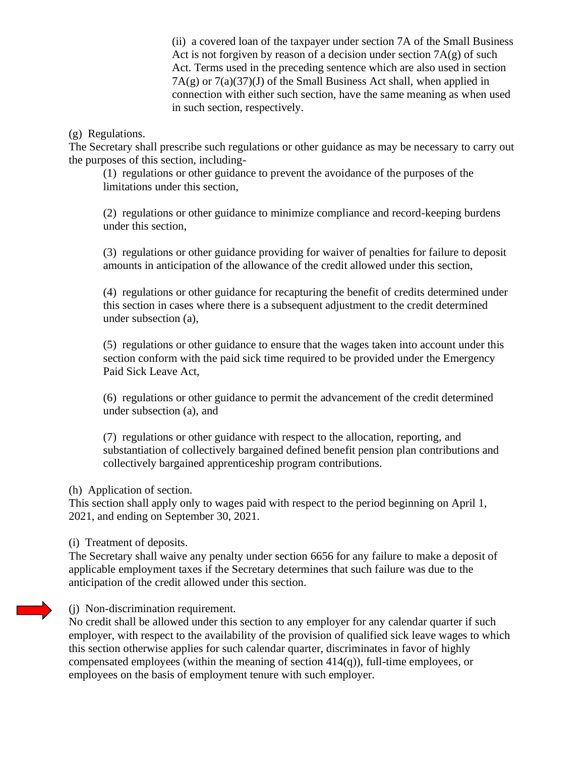(ii) a covered loan of the taxpayer under section 7A of the Small Business Act is not forgiven by reason of a decision under section 7A(g) of such Act. Terms used in the preceding sentence which are also used in section 7A(g) or 7(a)(37)(J) of the Small Business Act shall, when applied in connection with either such section, have the same meaning as when used in such section, respectively.

(g) Regulations.
The Secretary shall prescribe such regulations or other guidance as may be necessary to carry out the purposes of this section, including-

(1) regulations or other guidance to prevent the avoidance of the purposes of the limitations under this section,

(2) regulations or other guidance to minimize compliance and record-keeping burdens under this section,

(3) regulations or other guidance providing for waiver of penalties for failure to deposit amounts in anticipation of the allowance of the credit allowed under this section,

(4) regulations or other guidance for recapturing the benefit of credits determined under this section in cases where there is a subsequent adjustment to the credit determined under subsection (a),

(5) regulations or other guidance to ensure that the wages taken into account under this section conform with the paid sick time required to be provided under the Emergency Paid Sick Leave Act,

(6) regulations or other guidance to permit the advancement of the credit determined under subsection (a), and

(7) regulations or other guidance with respect to the allocation, reporting, and substantiation of collectively bargained defined benefit pension plan contributions and collectively bargained apprenticeship program contributions.

(h) Application of section.
This section shall apply only to wages paid with respect to the period beginning on April 1, 2021, and ending on September 30, 2021.

(i) Treatment of deposits.
The Secretary shall waive any penalty under section 6656 for any failure to make a deposit of applicable employment taxes if the Secretary determines that such failure was due to the anticipation of the credit allowed under this section.

(j) Non-discrimination requirement.
No credit shall be allowed under this section to any employer for any calendar quarter if such employer, with respect to the availability of the provision of qualified sick leave wages to which this section otherwise applies for such calendar quarter, discriminates in favor of highly compensated employees (within the meaning of section 414(q)), full-time employees, or employees on the basis of employment tenure with such employer.